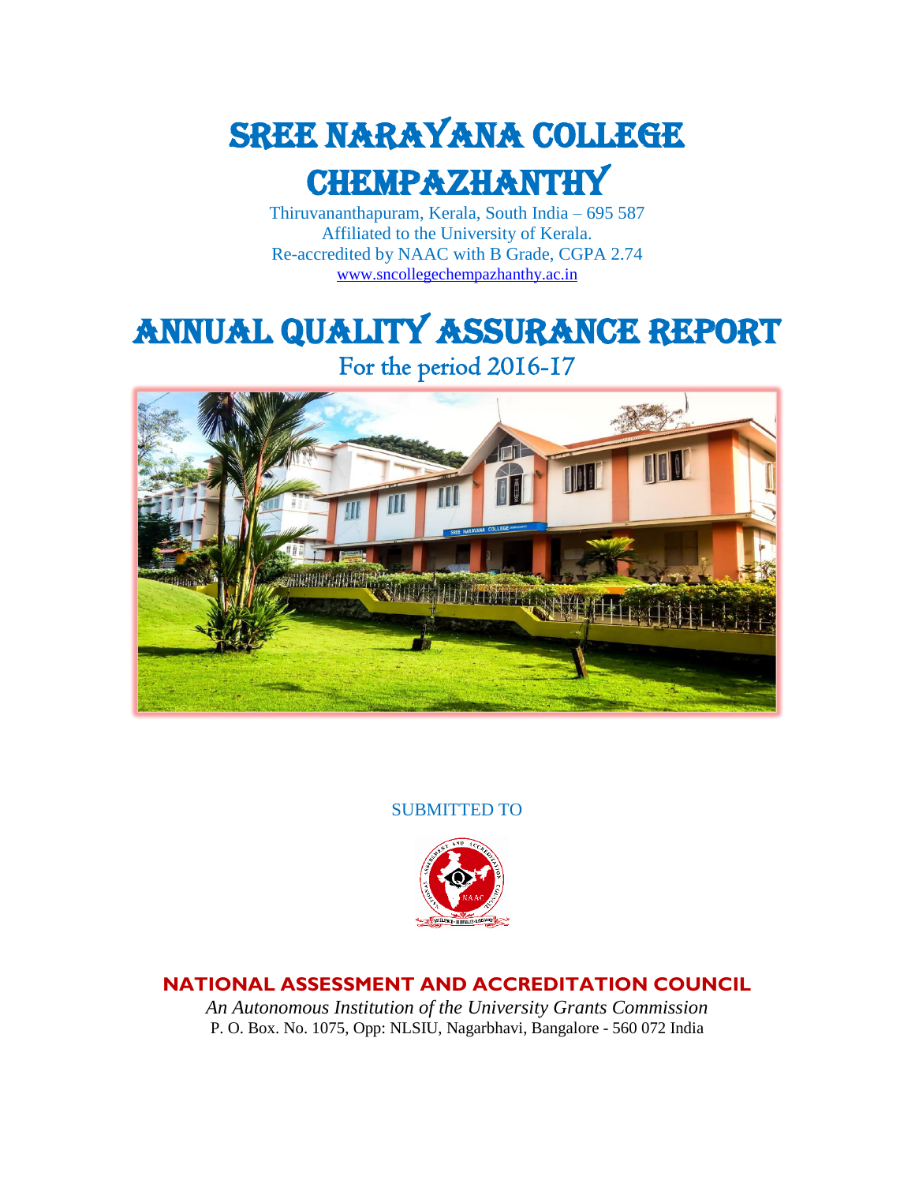# SREE NARAYANA COLLEGE CHEMPAZHANTHY

Thiruvananthapuram, Kerala, South India – 695 587

Affiliated to the University of Kerala.

Re-accredited by NAAC with B Grade, CGPA 2.74

www.sncollegechempazhanthy.ac.in

# ANNUAL QUALITY ASSURANCE REPORT

For the period 2016-17

SUBMITTED TO

**NATIONAL ASSESSMENT AND ACCREDITATION COUNCIL**

*An Autonomous Institution of the University Grants Commission*

P. O. Box. No. 1075, Opp: NLSIU, Nagarbhavi, Bangalore - 560 072 India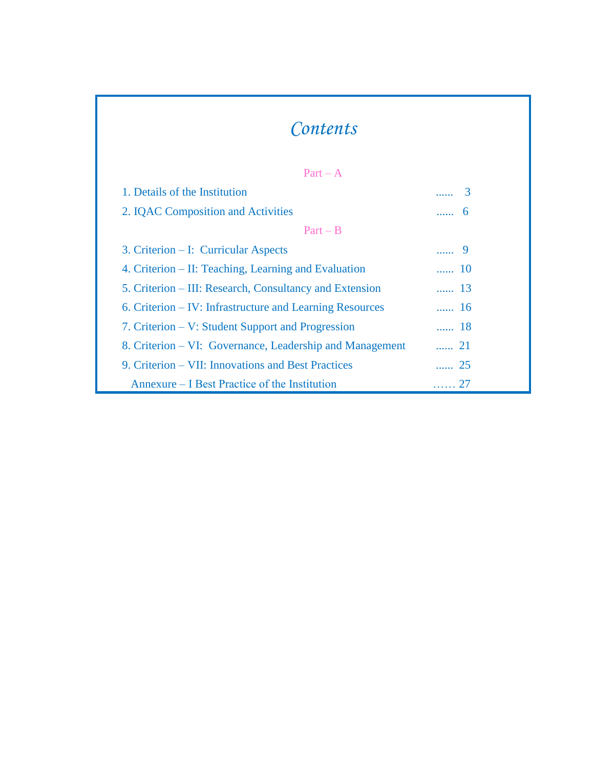# *Contents*

Part – A

1. Details of the Institution ...... 3
2. IQAC Composition and Activities ...... 6

Part – B

3. Criterion – I: Curricular Aspects ...... 9
4. Criterion – II: Teaching, Learning and Evaluation ...... 10
5. Criterion – III: Research, Consultancy and Extension ...... 13
6. Criterion – IV: Infrastructure and Learning Resources ...... 16
7. Criterion – V: Student Support and Progression ...... 18
8. Criterion – VI: Governance, Leadership and Management ...... 21
9. Criterion – VII: Innovations and Best Practices ...... 25

Annexure – I Best Practice of the Institution …… 27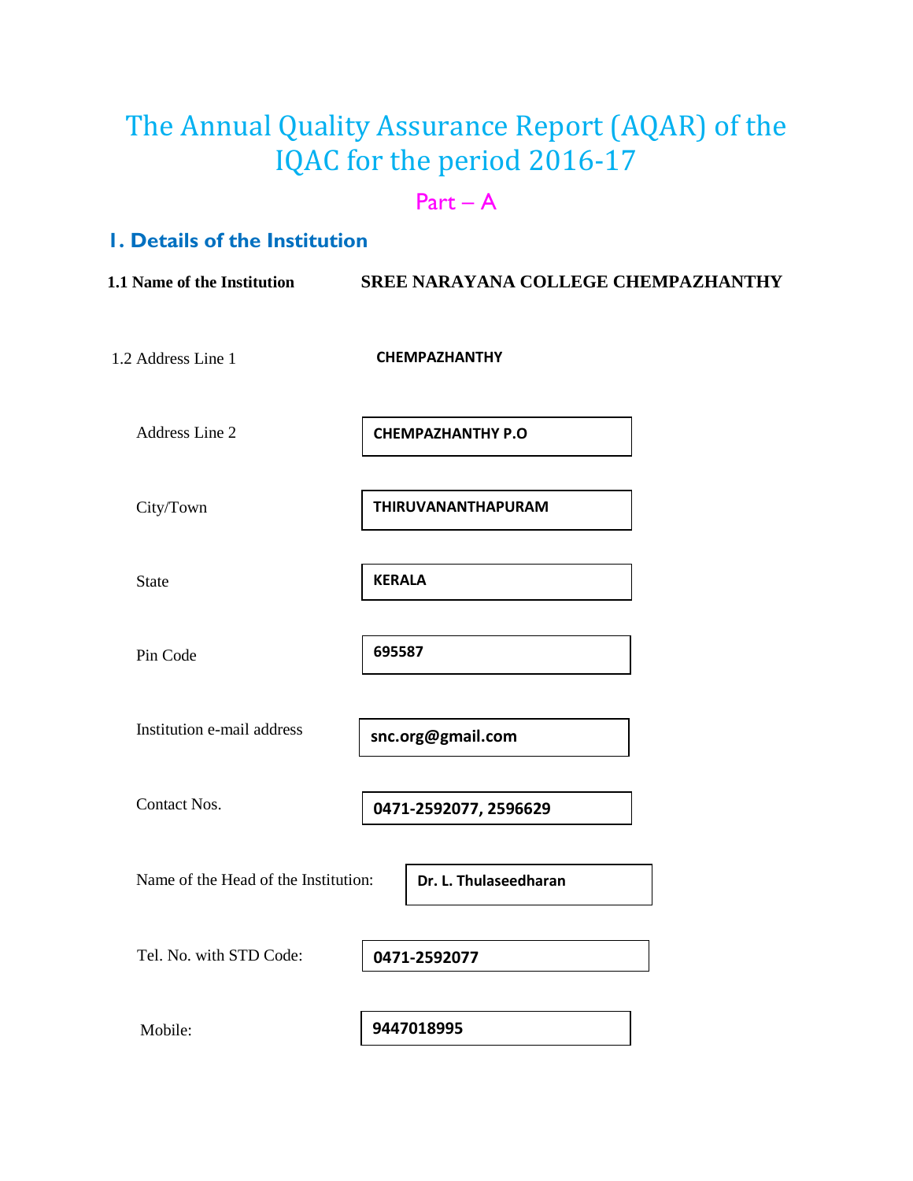# The Annual Quality Assurance Report (AQAR) of the IQAC for the period 2016-17

## Part – A

### 1. Details of the Institution

**1.1 Name of the Institution** **SREE NARAYANA COLLEGE CHEMPAZHANTHY**

1.2 Address Line 1 **CHEMPAZHANTHY**

Address Line 2 **CHEMPAZHANTHY P.O**

City/Town **THIRUVANANTHAPURAM**

State **KERALA**

Pin Code **695587**

Institution e-mail address **snc.org@gmail.com**

Contact Nos. **0471-2592077, 2596629**

Name of the Head of the Institution: **Dr. L. Thulaseedharan**

Tel. No. with STD Code: **0471-2592077**

Mobile: **9447018995**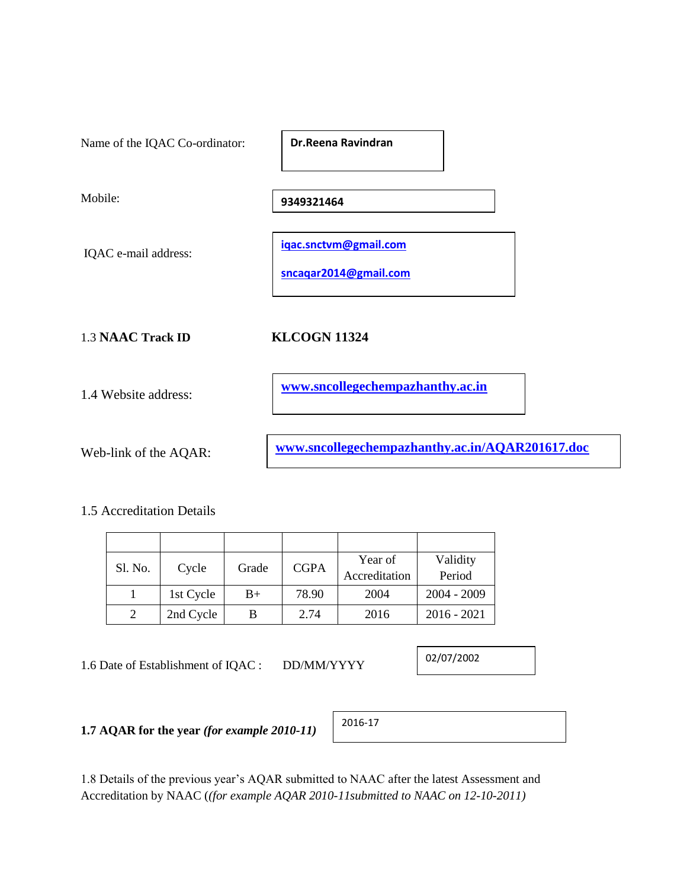Name of the IQAC Co-ordinator: **Dr.Reena Ravindran**

Mobile: **9349321464**

IQAC e-mail address: **iqac.snctvm@gmail.com**

**sncaqar2014@gmail.com**

1.3 **NAAC Track ID** **KLCOGN 11324**

1.4 Website address: **www.sncollegechempazhanthy.ac.in**

Web-link of the AQAR: **www.sncollegechempazhanthy.ac.in/AQAR201617.doc**

1.5 Accreditation Details

| Sl. No. | Cycle | Grade | CGPA | Year of Accreditation | Validity Period |
|---|---|---|---|---|---|
| 1 | 1st Cycle | B+ | 78.90 | 2004 | 2004 - 2009 |
| 2 | 2nd Cycle | B | 2.74 | 2016 | 2016 - 2021 |

1.6 Date of Establishment of IQAC : DD/MM/YYYY 02/07/2002

**1.7 AQAR for the year *(for example 2010-11)*** 2016-17

1.8 Details of the previous year's AQAR submitted to NAAC after the latest Assessment and Accreditation by NAAC (*(for example AQAR 2010-11submitted to NAAC on 12-10-2011)*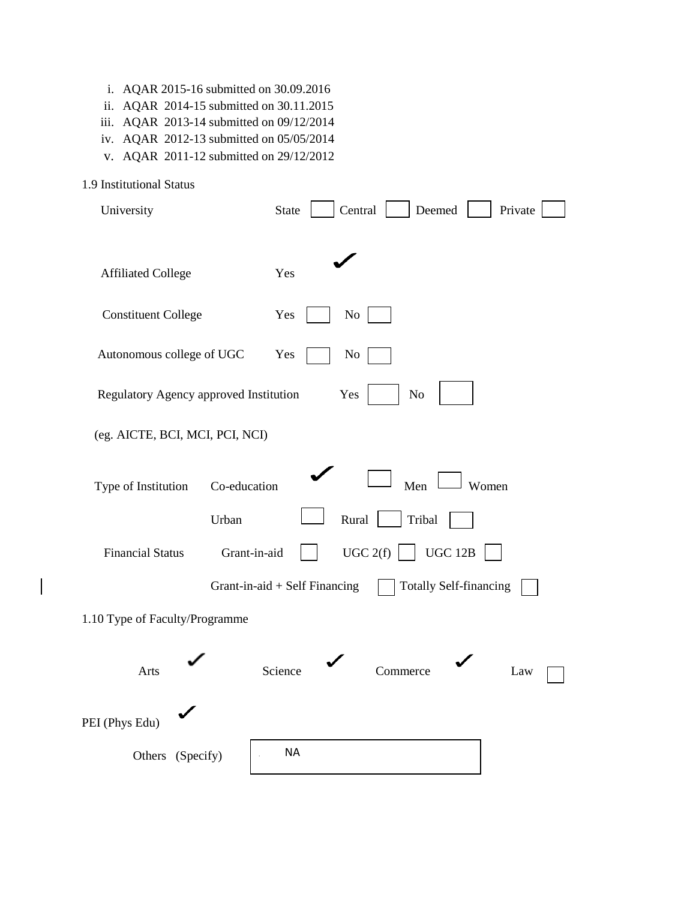i. AQAR 2015-16 submitted on 30.09.2016
ii. AQAR 2014-15 submitted on 30.11.2015
iii. AQAR 2013-14 submitted on 09/12/2014
iv. AQAR 2012-13 submitted on 05/05/2014
v. AQAR 2011-12 submitted on 29/12/2012

1.9 Institutional Status

University State ☐ Central ☐ Deemed ☐ Private ☐

Affiliated College Yes ✔

Constituent College Yes ☐ No ☐

Autonomous college of UGC Yes ☐ No ☐

Regulatory Agency approved Institution Yes ☐ No ☐

(eg. AICTE, BCI, MCI, PCI, NCI)

Type of Institution Co-education ✔ ☐ Men ☐ Women

Urban ☐ Rural ☐ Tribal ☐

Financial Status Grant-in-aid ☐ UGC 2(f) ☐ UGC 12B ☐

Grant-in-aid + Self Financing ☐ Totally Self-financing ☐

1.10 Type of Faculty/Programme

Arts ✔ Science ✔ Commerce ✔ Law ☐

PEI (Phys Edu) ✔

Others (Specify) NA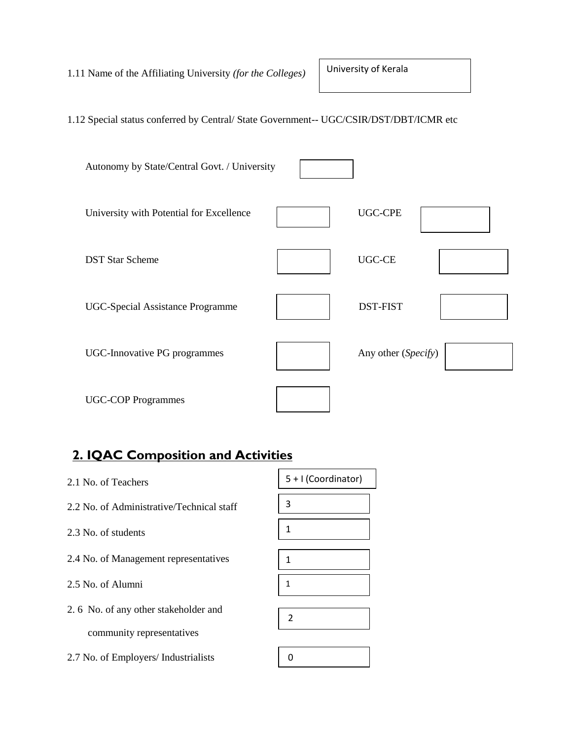1.11 Name of the Affiliating University *(for the Colleges)*

University of Kerala

1.12 Special status conferred by Central/ State Government-- UGC/CSIR/DST/DBT/ICMR etc

| | | | |
|---|---|---|---|
| Autonomy by State/Central Govt. / University | | | |
| University with Potential for Excellence | | UGC-CPE | |
| DST Star Scheme | | UGC-CE | |
| UGC-Special Assistance Programme | | DST-FIST | |
| UGC-Innovative PG programmes | | Any other (*Specify*) | |
| UGC-COP Programmes | | | |

## 2. IQAC Composition and Activities

| | |
|---|---|
| 2.1 No. of Teachers | 5 + I (Coordinator) |
| 2.2 No. of Administrative/Technical staff | 3 |
| 2.3 No. of students | 1 |
| 2.4 No. of Management representatives | 1 |
| 2.5 No. of Alumni | 1 |
| 2. 6 No. of any other stakeholder and community representatives | 2 |
| 2.7 No. of Employers/ Industrialists | 0 |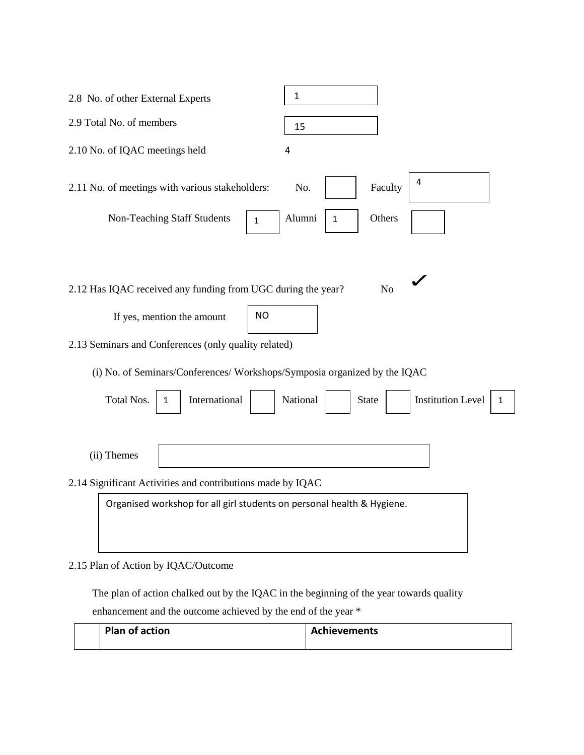2.8 No. of other External Experts: 1

2.9 Total No. of members: 15

2.10 No. of IQAC meetings held: 4

2.11 No. of meetings with various stakeholders: No. [ ] Faculty [4]

Non-Teaching Staff Students [1] Alumni [1] Others [ ]

2.12 Has IQAC received any funding from UGC during the year? No ✓

If yes, mention the amount: NO

2.13 Seminars and Conferences (only quality related)

(i) No. of Seminars/Conferences/ Workshops/Symposia organized by the IQAC

Total Nos. [1] International [ ] National [ ] State [ ] Institution Level [1]

(ii) Themes [ ]

2.14 Significant Activities and contributions made by IQAC

Organised workshop for all girl students on personal health & Hygiene.

2.15 Plan of Action by IQAC/Outcome

The plan of action chalked out by the IQAC in the beginning of the year towards quality enhancement and the outcome achieved by the end of the year *

| | **Plan of action** | **Achievements** |
|---|---|---|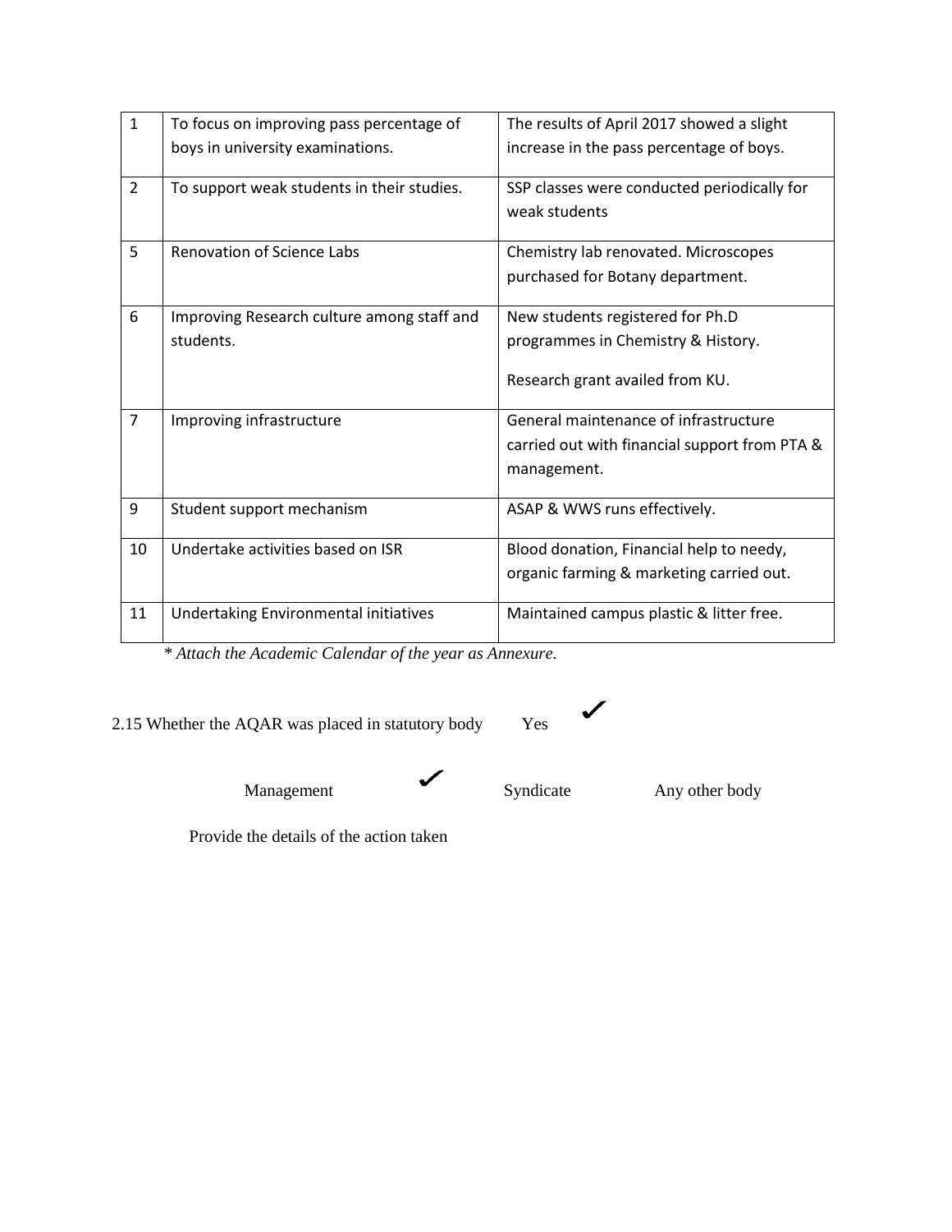| | | |
|---|---|---|
| 1 | To focus on improving pass percentage of boys in university examinations. | The results of April 2017 showed a slight increase in the pass percentage of boys. |
| 2 | To support weak students in their studies. | SSP classes were conducted periodically for weak students |
| 5 | Renovation of Science Labs | Chemistry lab renovated. Microscopes purchased for Botany department. |
| 6 | Improving Research culture among staff and students. | New students registered for Ph.D programmes in Chemistry & History.<br><br>Research grant availed from KU. |
| 7 | Improving infrastructure | General maintenance of infrastructure carried out with financial support from PTA & management. |
| 9 | Student support mechanism | ASAP & WWS runs effectively. |
| 10 | Undertake activities based on ISR | Blood donation, Financial help to needy, organic farming & marketing carried out. |
| 11 | Undertaking Environmental initiatives | Maintained campus plastic & litter free. |

*\* Attach the Academic Calendar of the year as Annexure.*

2.15 Whether the AQAR was placed in statutory body Yes ✓

Management ✓ Syndicate Any other body

Provide the details of the action taken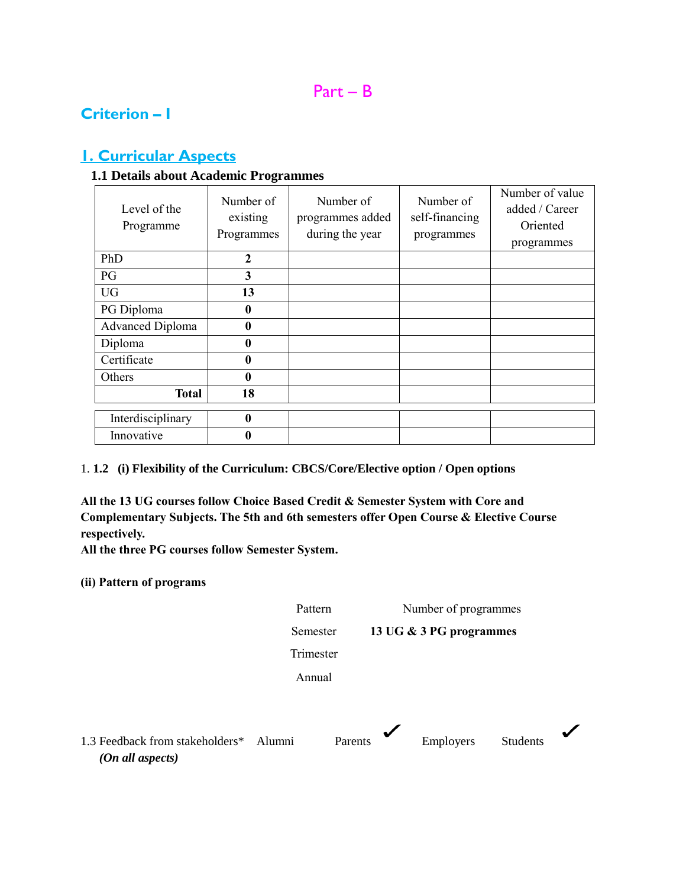# Part – B

## Criterion – I

## I. Curricular Aspects

### 1.1 Details about Academic Programmes

| Level of the Programme | Number of existing Programmes | Number of programmes added during the year | Number of self-financing programmes | Number of value added / Career Oriented programmes |
|---|---|---|---|---|
| PhD | **2** | | | |
| PG | **3** | | | |
| UG | **13** | | | |
| PG Diploma | **0** | | | |
| Advanced Diploma | **0** | | | |
| Diploma | **0** | | | |
| Certificate | **0** | | | |
| Others | **0** | | | |
| **Total** | **18** | | | |
| Interdisciplinary | **0** | | | |
| Innovative | **0** | | | |

1. **1.2 (i) Flexibility of the Curriculum: CBCS/Core/Elective option / Open options**

**All the 13 UG courses follow Choice Based Credit & Semester System with Core and Complementary Subjects. The 5th and 6th semesters offer Open Course & Elective Course respectively.**
**All the three PG courses follow Semester System.**

**(ii) Pattern of programs**

| Pattern | Number of programmes |
|---|---|
| Semester | **13 UG & 3 PG programmes** |
| Trimester | |
| Annual | |

1.3 Feedback from stakeholders* Alumni Parents ✓ Employers Students ✓
*(On all aspects)*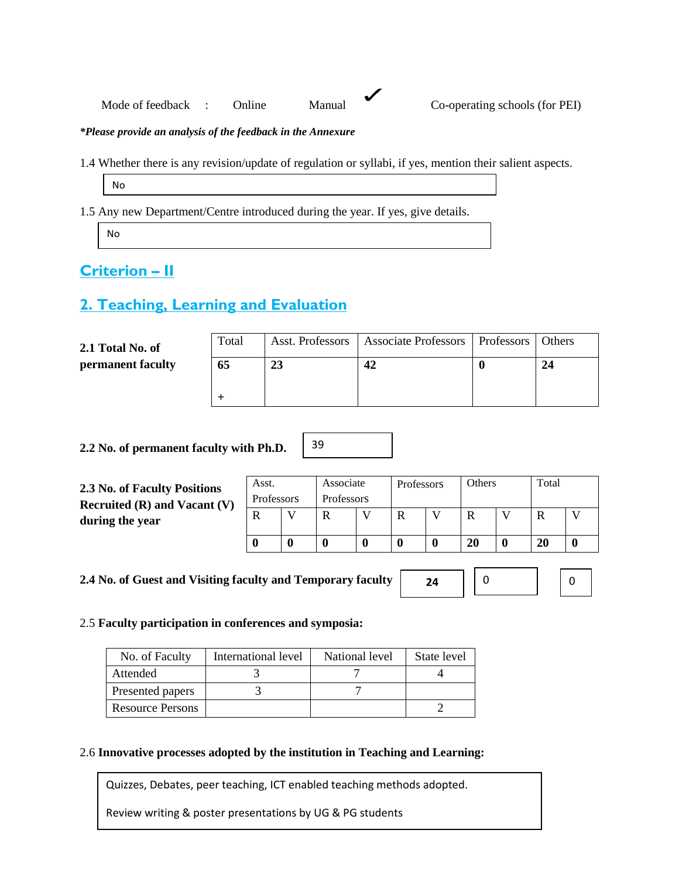Mode of feedback : Online Manual ✓ Co-operating schools (for PEI)

*\*Please provide an analysis of the feedback in the Annexure*

1.4 Whether there is any revision/update of regulation or syllabi, if yes, mention their salient aspects.

No

1.5 Any new Department/Centre introduced during the year. If yes, give details.

No

# Criterion – II

## 2. Teaching, Learning and Evaluation

**2.1 Total No. of permanent faculty**

| Total | Asst. Professors | Associate Professors | Professors | Others |
|---|---|---|---|---|
| **65** + | **23** | **42** | **0** | **24** |

**2.2 No. of permanent faculty with Ph.D.** 39

**2.3 No. of Faculty Positions Recruited (R) and Vacant (V) during the year**

| Asst. Professors | | Associate Professors | | Professors | | Others | | Total | |
|---|---|---|---|---|---|---|---|---|---|
| R | V | R | V | R | V | R | V | R | V |
| **0** | **0** | **0** | **0** | **0** | **0** | **20** | **0** | **20** | **0** |

**2.4 No. of Guest and Visiting faculty and Temporary faculty** **24** 0 0

2.5 **Faculty participation in conferences and symposia:**

| No. of Faculty | International level | National level | State level |
|---|---|---|---|
| Attended | 3 | 7 | 4 |
| Presented papers | 3 | 7 | |
| Resource Persons | | | 2 |

2.6 **Innovative processes adopted by the institution in Teaching and Learning:**

Quizzes, Debates, peer teaching, ICT enabled teaching methods adopted.

Review writing & poster presentations by UG & PG students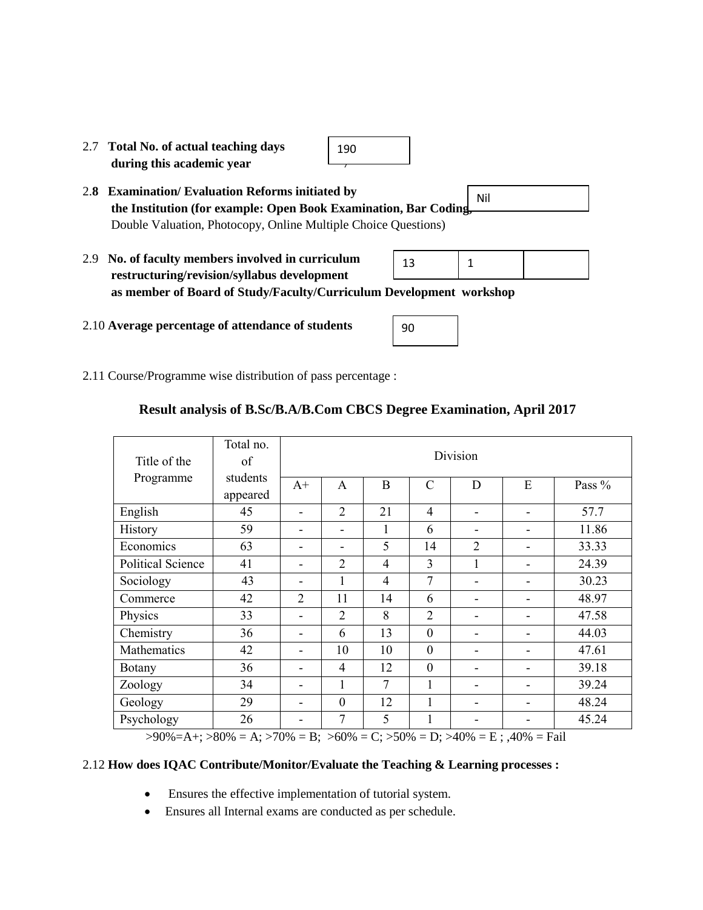2.7 **Total No. of actual teaching days during this academic year**

190

2.**8 Examination/ Evaluation Reforms initiated by the Institution (for example: Open Book Examination, Bar Coding,** Double Valuation, Photocopy, Online Multiple Choice Questions)

Nil

2.9 **No. of faculty members involved in curriculum restructuring/revision/syllabus development as member of Board of Study/Faculty/Curriculum Development workshop**

| | | |
|---|---|---|
| 13 | 1 | |

2.10 **Average percentage of attendance of students**

90

2.11 Course/Programme wise distribution of pass percentage :

### Result analysis of B.Sc/B.A/B.Com CBCS Degree Examination, April 2017

| Title of the Programme | Total no. of students appeared | Division | | | | | | |
|---|---|---|---|---|---|---|---|---|
| | | A+ | A | B | C | D | E | Pass % |
| English | 45 | - | 2 | 21 | 4 | - | - | 57.7 |
| History | 59 | - | - | 1 | 6 | - | - | 11.86 |
| Economics | 63 | - | - | 5 | 14 | 2 | - | 33.33 |
| Political Science | 41 | - | 2 | 4 | 3 | 1 | - | 24.39 |
| Sociology | 43 | - | 1 | 4 | 7 | - | - | 30.23 |
| Commerce | 42 | 2 | 11 | 14 | 6 | - | - | 48.97 |
| Physics | 33 | - | 2 | 8 | 2 | - | - | 47.58 |
| Chemistry | 36 | - | 6 | 13 | 0 | - | - | 44.03 |
| Mathematics | 42 | - | 10 | 10 | 0 | - | - | 47.61 |
| Botany | 36 | - | 4 | 12 | 0 | - | - | 39.18 |
| Zoology | 34 | - | 1 | 7 | 1 | - | - | 39.24 |
| Geology | 29 | - | 0 | 12 | 1 | - | - | 48.24 |
| Psychology | 26 | - | 7 | 5 | 1 | - | - | 45.24 |

>90%=A+; >80% = A; >70% = B; >60% = C; >50% = D; >40% = E ; ,40% = Fail

2.12 **How does IQAC Contribute/Monitor/Evaluate the Teaching & Learning processes :**

- Ensures the effective implementation of tutorial system.
- Ensures all Internal exams are conducted as per schedule.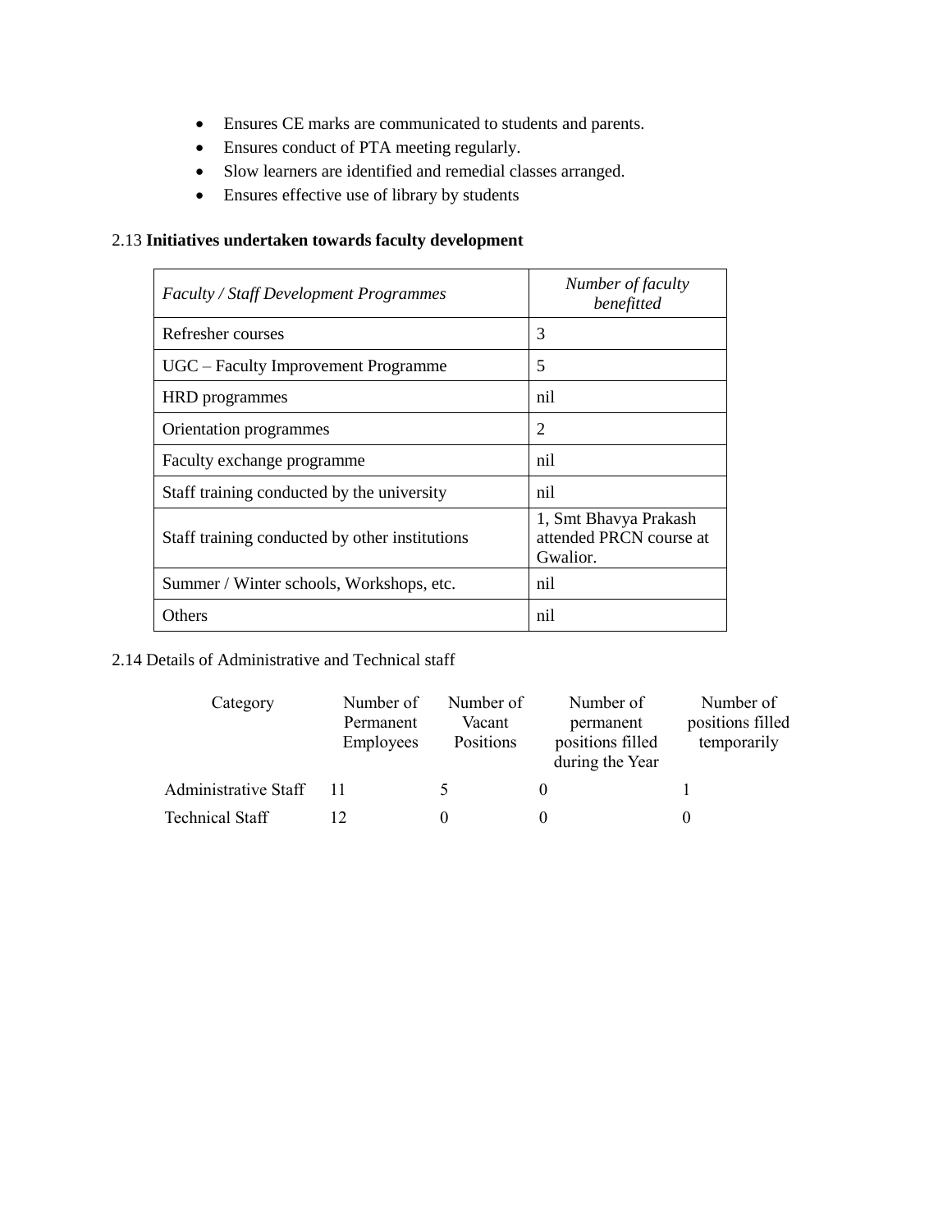- Ensures CE marks are communicated to students and parents.
- Ensures conduct of PTA meeting regularly.
- Slow learners are identified and remedial classes arranged.
- Ensures effective use of library by students

2.13 **Initiatives undertaken towards faculty development**

| *Faculty / Staff Development Programmes* | *Number of faculty benefitted* |
|---|---|
| Refresher courses | 3 |
| UGC – Faculty Improvement Programme | 5 |
| HRD programmes | nil |
| Orientation programmes | 2 |
| Faculty exchange programme | nil |
| Staff training conducted by the university | nil |
| Staff training conducted by other institutions | 1, Smt Bhavya Prakash attended PRCN course at Gwalior. |
| Summer / Winter schools, Workshops, etc. | nil |
| Others | nil |

2.14 Details of Administrative and Technical staff

| Category | Number of Permanent Employees | Number of Vacant Positions | Number of permanent positions filled during the Year | Number of positions filled temporarily |
|---|---|---|---|---|
| Administrative Staff | 11 | 5 | 0 | 1 |
| Technical Staff | 12 | 0 | 0 | 0 |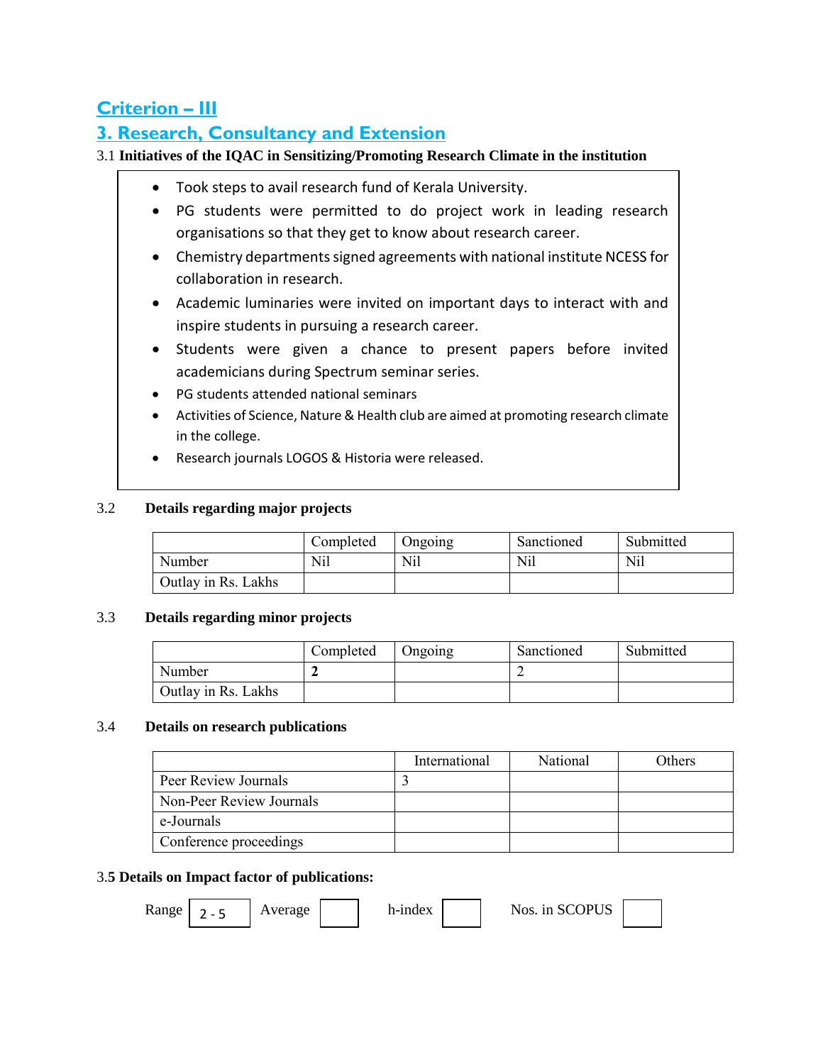## Criterion – III

## 3. Research, Consultancy and Extension

3.1 **Initiatives of the IQAC in Sensitizing/Promoting Research Climate in the institution**

- Took steps to avail research fund of Kerala University.
- PG students were permitted to do project work in leading research organisations so that they get to know about research career.
- Chemistry departments signed agreements with national institute NCESS for collaboration in research.
- Academic luminaries were invited on important days to interact with and inspire students in pursuing a research career.
- Students were given a chance to present papers before invited academicians during Spectrum seminar series.
- PG students attended national seminars
- Activities of Science, Nature & Health club are aimed at promoting research climate in the college.
- Research journals LOGOS & Historia were released.

3.2 **Details regarding major projects**

| | Completed | Ongoing | Sanctioned | Submitted |
|---|---|---|---|---|
| Number | Nil | Nil | Nil | Nil |
| Outlay in Rs. Lakhs | | | | |

3.3 **Details regarding minor projects**

| | Completed | Ongoing | Sanctioned | Submitted |
|---|---|---|---|---|
| Number | **2** | | 2 | |
| Outlay in Rs. Lakhs | | | | |

3.4 **Details on research publications**

| | International | National | Others |
|---|---|---|---|
| Peer Review Journals | 3 | | |
| Non-Peer Review Journals | | | |
| e-Journals | | | |
| Conference proceedings | | | |

3.5 **Details on Impact factor of publications:**

Range 2 - 5 Average h-index Nos. in SCOPUS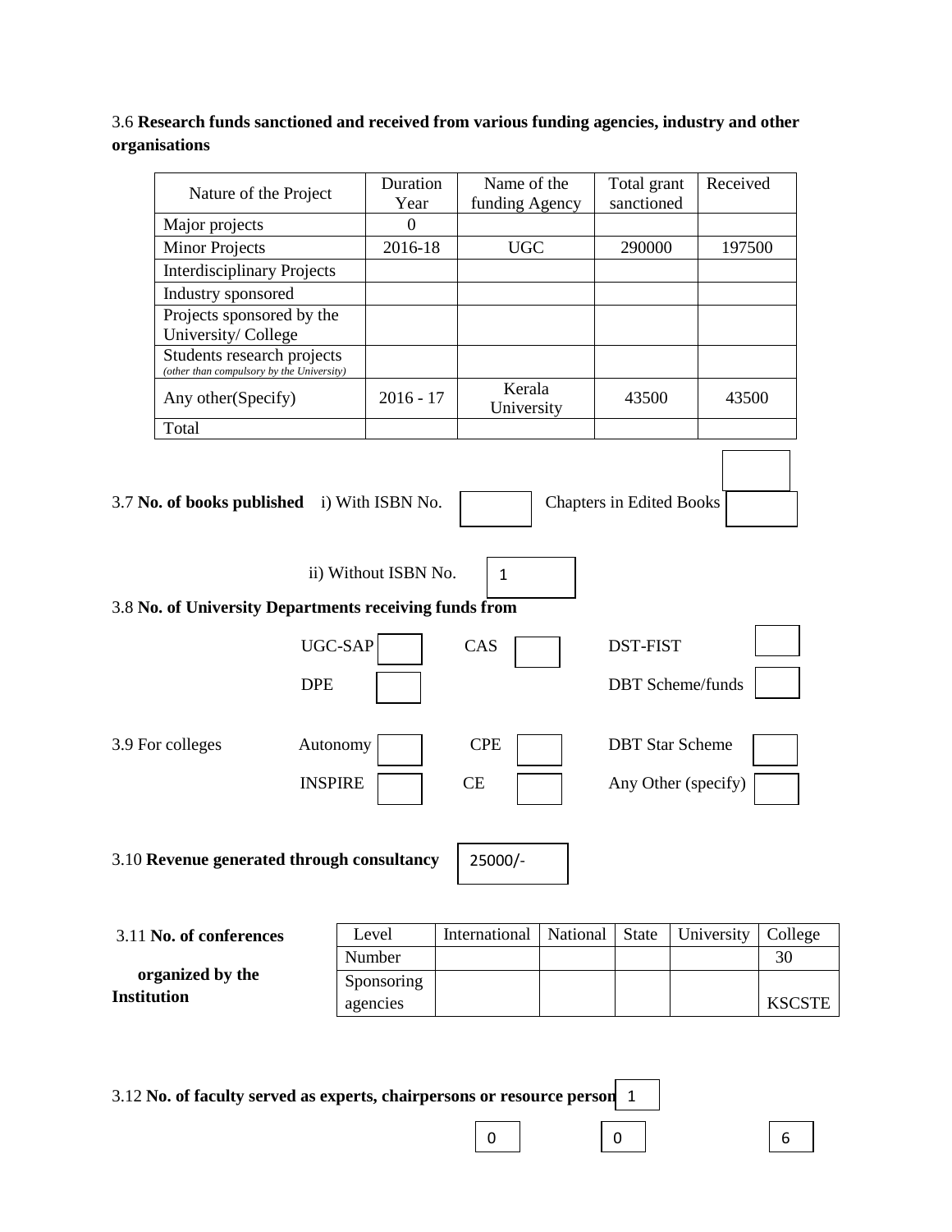3.6 **Research funds sanctioned and received from various funding agencies, industry and other organisations**

| Nature of the Project | Duration Year | Name of the funding Agency | Total grant sanctioned | Received |
|---|---|---|---|---|
| Major projects | 0 | | | |
| Minor Projects | 2016-18 | UGC | 290000 | 197500 |
| Interdisciplinary Projects | | | | |
| Industry sponsored | | | | |
| Projects sponsored by the University/ College | | | | |
| Students research projects *(other than compulsory by the University)* | | | | |
| Any other(Specify) | 2016 - 17 | Kerala University | 43500 | 43500 |
| Total | | | | |

3.7 **No. of books published** i) With ISBN No. [ ] Chapters in Edited Books [ ]

ii) Without ISBN No. [ 1 ]

3.8 **No. of University Departments receiving funds from**

UGC-SAP [ ] CAS [ ] DST-FIST [ ]

DPE [ ] DBT Scheme/funds [ ]

3.9 For colleges Autonomy [ ] CPE [ ] DBT Star Scheme [ ]

INSPIRE [ ] CE [ ] Any Other (specify) [ ]

3.10 **Revenue generated through consultancy** [ 25000/- ]

3.11 **No. of conferences organized by the Institution**

| Level | International | National | State | University | College |
|---|---|---|---|---|---|
| Number | | | | | 30 |
| Sponsoring agencies | | | | | KSCSTE |

3.12 **No. of faculty served as experts, chairpersons or resource person** [ 1 ]

[ 0 ] [ 0 ] [ 6 ]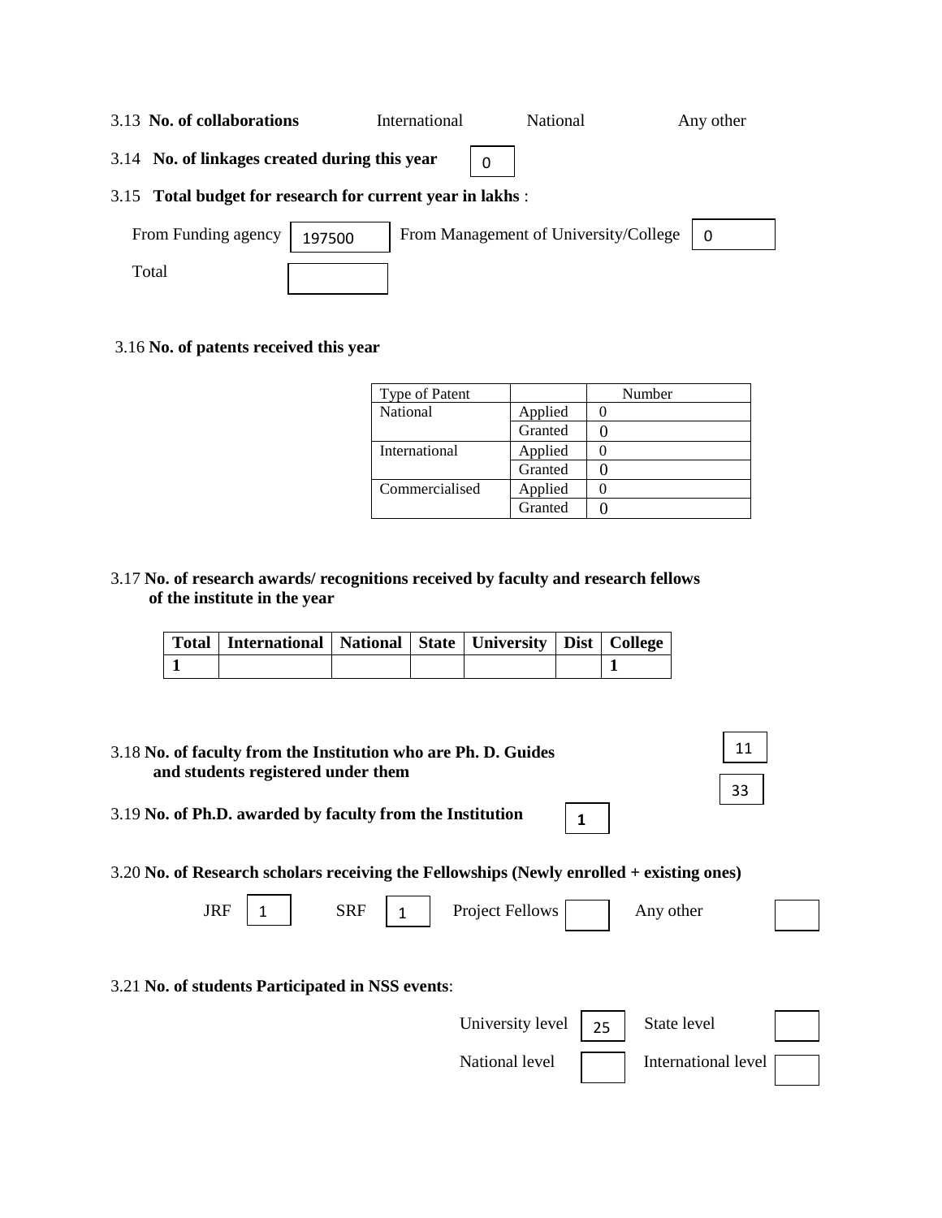3.13 **No. of collaborations** International National Any other

3.14 **No. of linkages created during this year** 0

3.15 **Total budget for research for current year in lakhs** :

From Funding agency 197500 From Management of University/College 0

Total

3.16 **No. of patents received this year**

| Type of Patent | | Number |
|---|---|---|
| National | Applied | 0 |
| | Granted | 0 |
| International | Applied | 0 |
| | Granted | 0 |
| Commercialised | Applied | 0 |
| | Granted | 0 |

3.17 **No. of research awards/ recognitions received by faculty and research fellows of the institute in the year**

| Total | International | National | State | University | Dist | College |
|---|---|---|---|---|---|---|
| 1 | | | | | | 1 |

3.18 **No. of faculty from the Institution who are Ph. D. Guides and students registered under them** 11 33

3.19 **No. of Ph.D. awarded by faculty from the Institution** 1

3.20 **No. of Research scholars receiving the Fellowships (Newly enrolled + existing ones)**

JRF 1 SRF 1 Project Fellows Any other

3.21 **No. of students Participated in NSS events**:

University level 25 State level

National level International level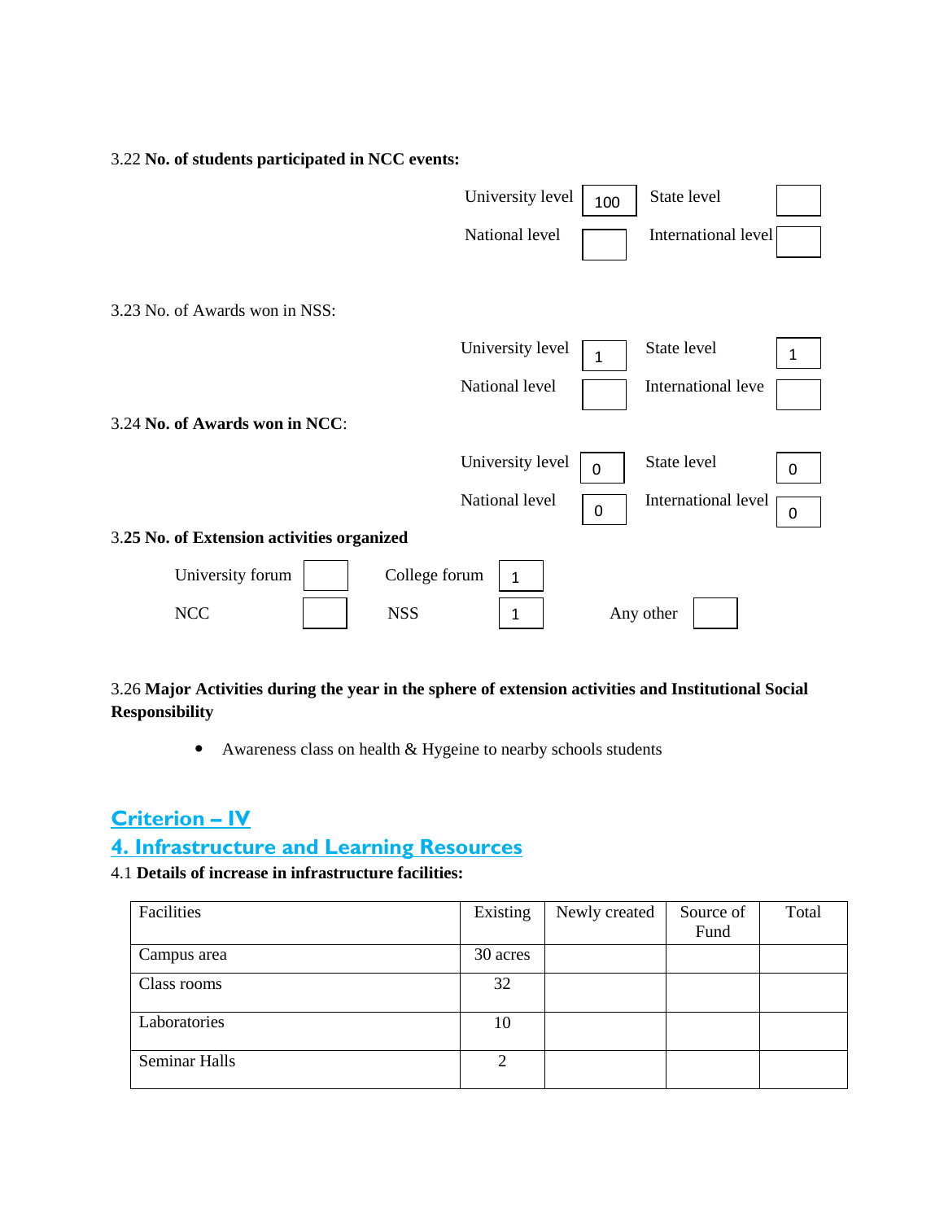3.22 **No. of students participated in NCC events:**

| | | | |
|---|---|---|---|
| University level | 100 | State level | |
| National level | | International level | |

3.23 No. of Awards won in NSS:

| | | | |
|---|---|---|---|
| University level | 1 | State level | 1 |
| National level | | International leve | |

3.24 **No. of Awards won in NCC**:

| | | | |
|---|---|---|---|
| University level | 0 | State level | 0 |
| National level | 0 | International level | 0 |

3.**25 No. of Extension activities organized**

| | | | | | |
|---|---|---|---|---|---|
| University forum | | College forum | 1 | | |
| NCC | | NSS | 1 | Any other | |

3.26 **Major Activities during the year in the sphere of extension activities and Institutional Social Responsibility**

- Awareness class on health & Hygeine to nearby schools students

## Criterion – IV

## 4. Infrastructure and Learning Resources

4.1 **Details of increase in infrastructure facilities:**

| Facilities | Existing | Newly created | Source of Fund | Total |
|---|---|---|---|---|
| Campus area | 30 acres | | | |
| Class rooms | 32 | | | |
| Laboratories | 10 | | | |
| Seminar Halls | 2 | | | |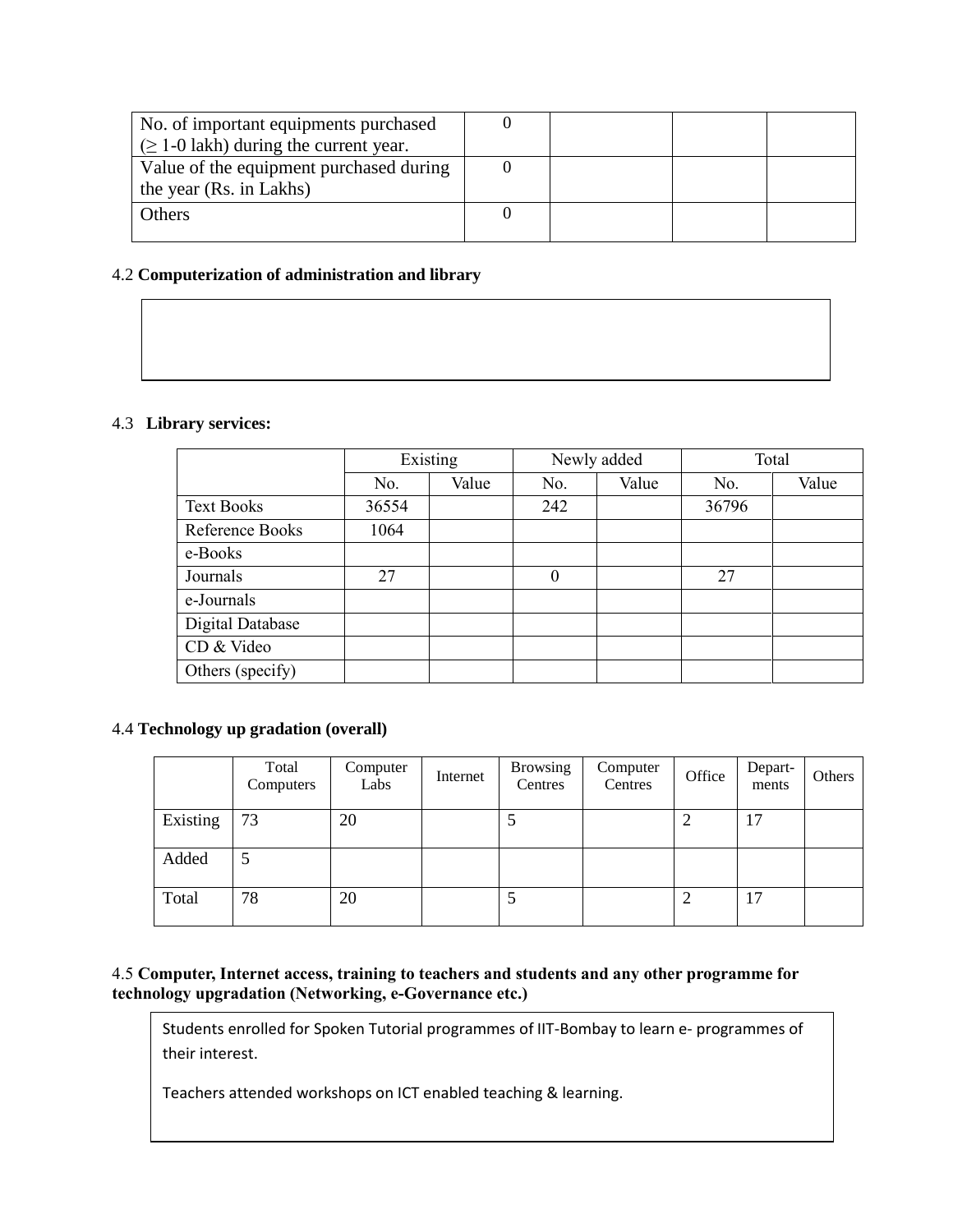| | | | | |
|---|---|---|---|---|
| No. of important equipments purchased (≥ 1-0 lakh) during the current year. | 0 | | | |
| Value of the equipment purchased during the year (Rs. in Lakhs) | 0 | | | |
| Others | 0 | | | |

4.2 **Computerization of administration and library**

4.3 **Library services:**

| | Existing | | Newly added | | Total | |
|---|---|---|---|---|---|---|
| | No. | Value | No. | Value | No. | Value |
| Text Books | 36554 | | 242 | | 36796 | |
| Reference Books | 1064 | | | | | |
| e-Books | | | | | | |
| Journals | 27 | | 0 | | 27 | |
| e-Journals | | | | | | |
| Digital Database | | | | | | |
| CD & Video | | | | | | |
| Others (specify) | | | | | | |

4.4 **Technology up gradation (overall)**

| | Total Computers | Computer Labs | Internet | Browsing Centres | Computer Centres | Office | Depart-ments | Others |
|---|---|---|---|---|---|---|---|---|
| Existing | 73 | 20 | | 5 | | 2 | 17 | |
| Added | 5 | | | | | | | |
| Total | 78 | 20 | | 5 | | 2 | 17 | |

4.5 **Computer, Internet access, training to teachers and students and any other programme for technology upgradation (Networking, e-Governance etc.)**

Students enrolled for Spoken Tutorial programmes of IIT-Bombay to learn e- programmes of their interest.

Teachers attended workshops on ICT enabled teaching & learning.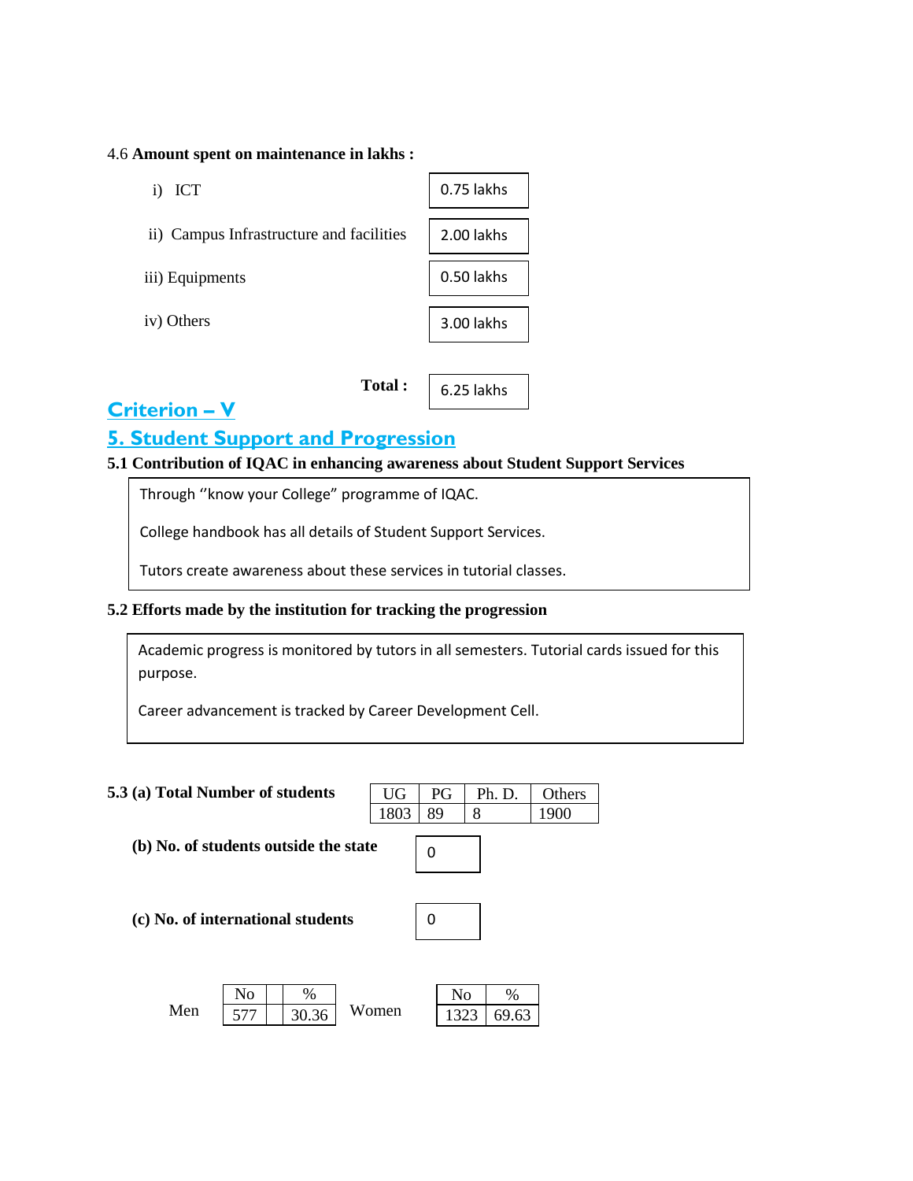4.6 **Amount spent on maintenance in lakhs :**

| | |
|---|---|
| i) ICT | 0.75 lakhs |
| ii) Campus Infrastructure and facilities | 2.00 lakhs |
| iii) Equipments | 0.50 lakhs |
| iv) Others | 3.00 lakhs |
| **Total :** | 6.25 lakhs |

# Criterion – V

## 5. Student Support and Progression

**5.1 Contribution of IQAC in enhancing awareness about Student Support Services**

Through ''know your College" programme of IQAC.

College handbook has all details of Student Support Services.

Tutors create awareness about these services in tutorial classes.

**5.2 Efforts made by the institution for tracking the progression**

Academic progress is monitored by tutors in all semesters. Tutorial cards issued for this purpose.

Career advancement is tracked by Career Development Cell.

**5.3 (a) Total Number of students**

| UG | PG | Ph. D. | Others |
|---|---|---|---|
| 1803 | 89 | 8 | 1900 |

**(b) No. of students outside the state** 0

**(c) No. of international students** 0

| | No | % |
|---|---|---|
| Men | 577 | 30.36 |
| Women | 1323 | 69.63 |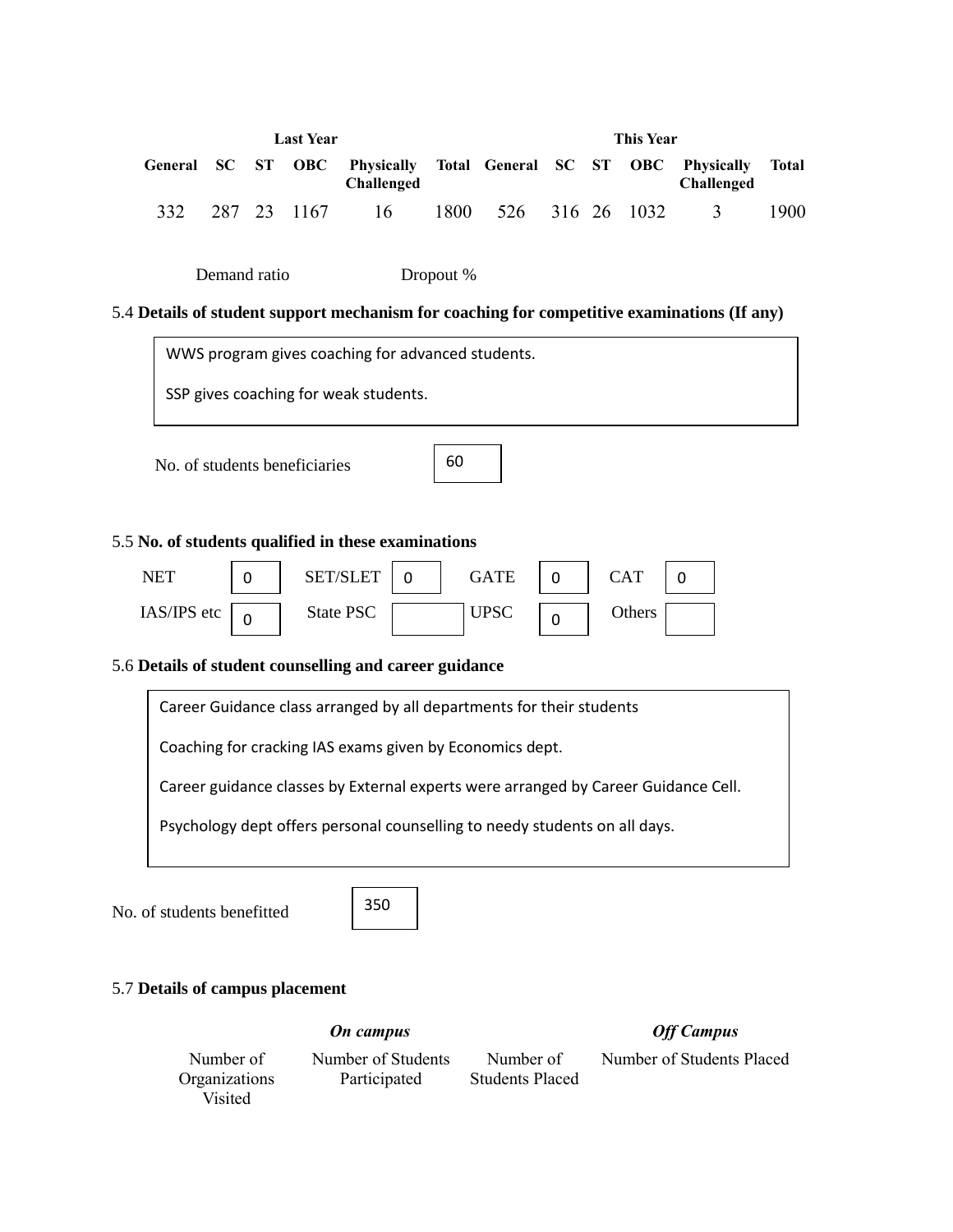| Last Year | | | | | | This Year | | | | | |
|---|---|---|---|---|---|---|---|---|---|---|---|
| **General** | **SC** | **ST** | **OBC** | **Physically Challenged** | **Total** | **General** | **SC** | **ST** | **OBC** | **Physically Challenged** | **Total** |
| 332 | 287 | 23 | 1167 | 16 | 1800 | 526 | 316 | 26 | 1032 | 3 | 1900 |

Demand ratio Dropout %

5.4 **Details of student support mechanism for coaching for competitive examinations (If any)**

WWS program gives coaching for advanced students.

SSP gives coaching for weak students.

No. of students beneficiaries: 60

5.5 **No. of students qualified in these examinations**

| | | | | | | | |
|---|---|---|---|---|---|---|---|
| NET | 0 | SET/SLET | 0 | GATE | 0 | CAT | 0 |
| IAS/IPS etc | 0 | State PSC | | UPSC | 0 | Others | |

5.6 **Details of student counselling and career guidance**

Career Guidance class arranged by all departments for their students

Coaching for cracking IAS exams given by Economics dept.

Career guidance classes by External experts were arranged by Career Guidance Cell.

Psychology dept offers personal counselling to needy students on all days.

No. of students benefitted: 350

5.7 **Details of campus placement**

| *On campus* | | | *Off Campus* |
|---|---|---|---|
| Number of Organizations Visited | Number of Students Participated | Number of Students Placed | Number of Students Placed |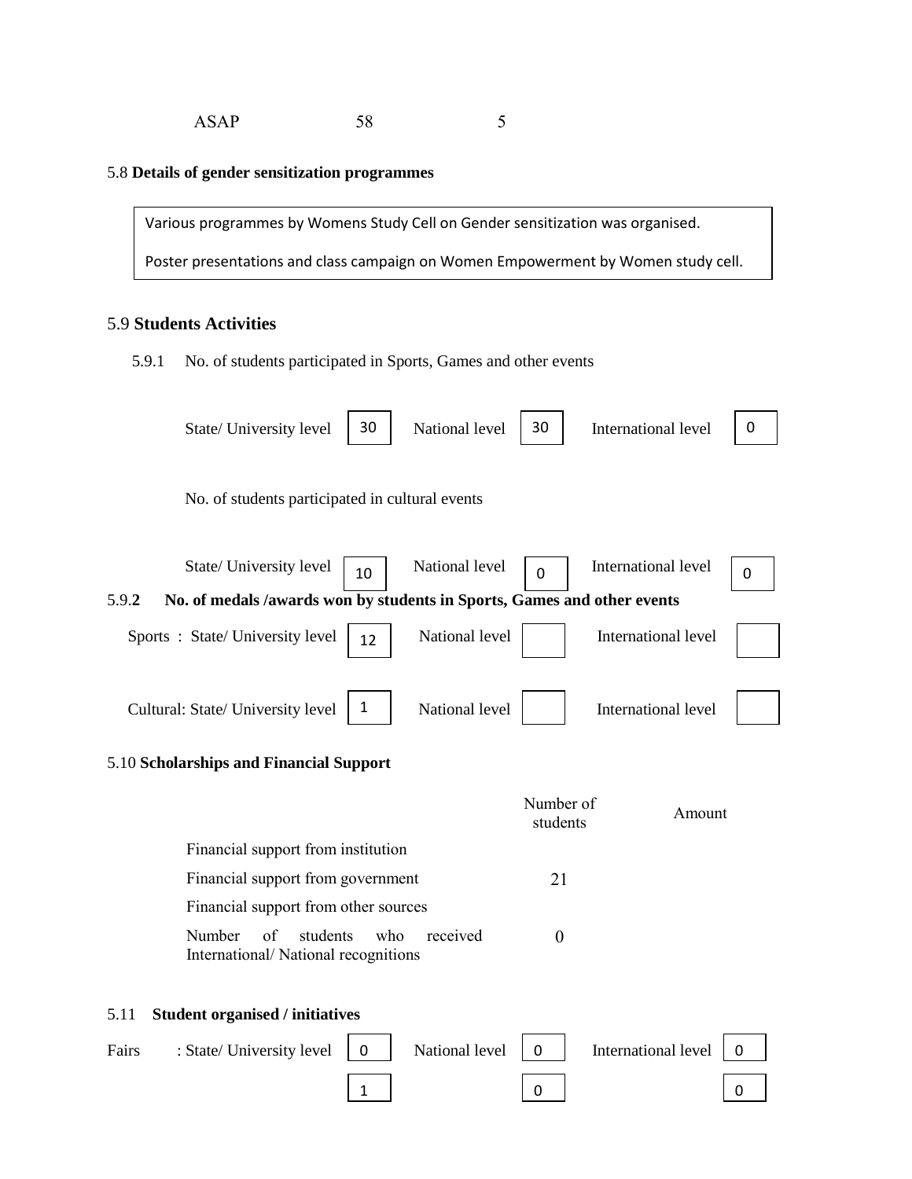| | | |
|---|---|---|
| ASAP | 58 | 5 |

5.8 **Details of gender sensitization programmes**

Various programmes by Womens Study Cell on Gender sensitization was organised.

Poster presentations and class campaign on Women Empowerment by Women study cell.

5.9 **Students Activities**

5.9.1 No. of students participated in Sports, Games and other events

| State/ University level | National level | International level |
|---|---|---|
| 30 | 30 | 0 |

No. of students participated in cultural events

| State/ University level | National level | International level |
|---|---|---|
| 10 | 0 | 0 |

5.9.**2 No. of medals /awards won by students in Sports, Games and other events**

| | State/ University level | National level | International level |
|---|---|---|---|
| Sports | 12 | | |
| Cultural | 1 | | |

5.10 **Scholarships and Financial Support**

| | Number of students | Amount |
|---|---|---|
| Financial support from institution | | |
| Financial support from government | 21 | |
| Financial support from other sources | | |
| Number of students who received International/ National recognitions | 0 | |

5.11 **Student organised / initiatives**

| | State/ University level | National level | International level |
|---|---|---|---|
| Fairs | 0 | 0 | 0 |
| | 1 | 0 | 0 |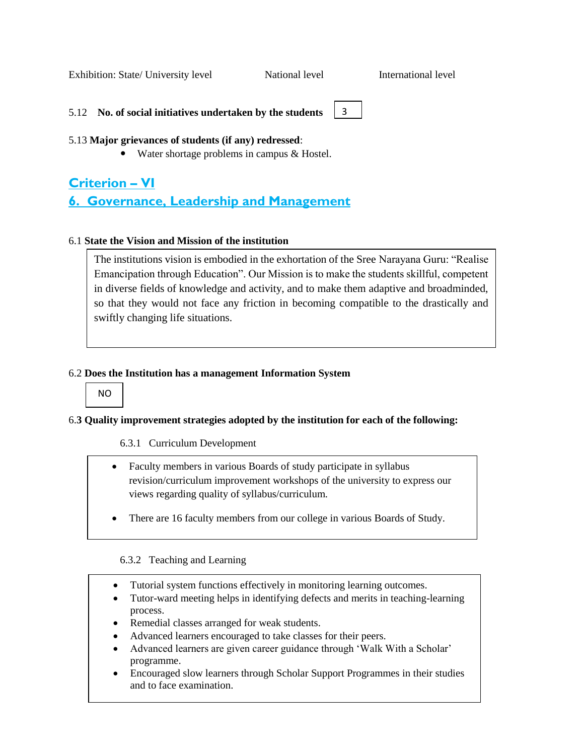Exhibition: State/ University level National level International level

5.12 **No. of social initiatives undertaken by the students** 3

5.13 **Major grievances of students (if any) redressed**:

- Water shortage problems in campus & Hostel.

# Criterion – VI

## 6. Governance, Leadership and Management

6.1 **State the Vision and Mission of the institution**

The institutions vision is embodied in the exhortation of the Sree Narayana Guru: "Realise Emancipation through Education". Our Mission is to make the students skillful, competent in diverse fields of knowledge and activity, and to make them adaptive and broadminded, so that they would not face any friction in becoming compatible to the drastically and swiftly changing life situations.

6.2 **Does the Institution has a management Information System**

NO

6.**3 Quality improvement strategies adopted by the institution for each of the following:**

6.3.1 Curriculum Development

- Faculty members in various Boards of study participate in syllabus revision/curriculum improvement workshops of the university to express our views regarding quality of syllabus/curriculum.
- There are 16 faculty members from our college in various Boards of Study.

6.3.2 Teaching and Learning

- Tutorial system functions effectively in monitoring learning outcomes.
- Tutor-ward meeting helps in identifying defects and merits in teaching-learning process.
- Remedial classes arranged for weak students.
- Advanced learners encouraged to take classes for their peers.
- Advanced learners are given career guidance through 'Walk With a Scholar' programme.
- Encouraged slow learners through Scholar Support Programmes in their studies and to face examination.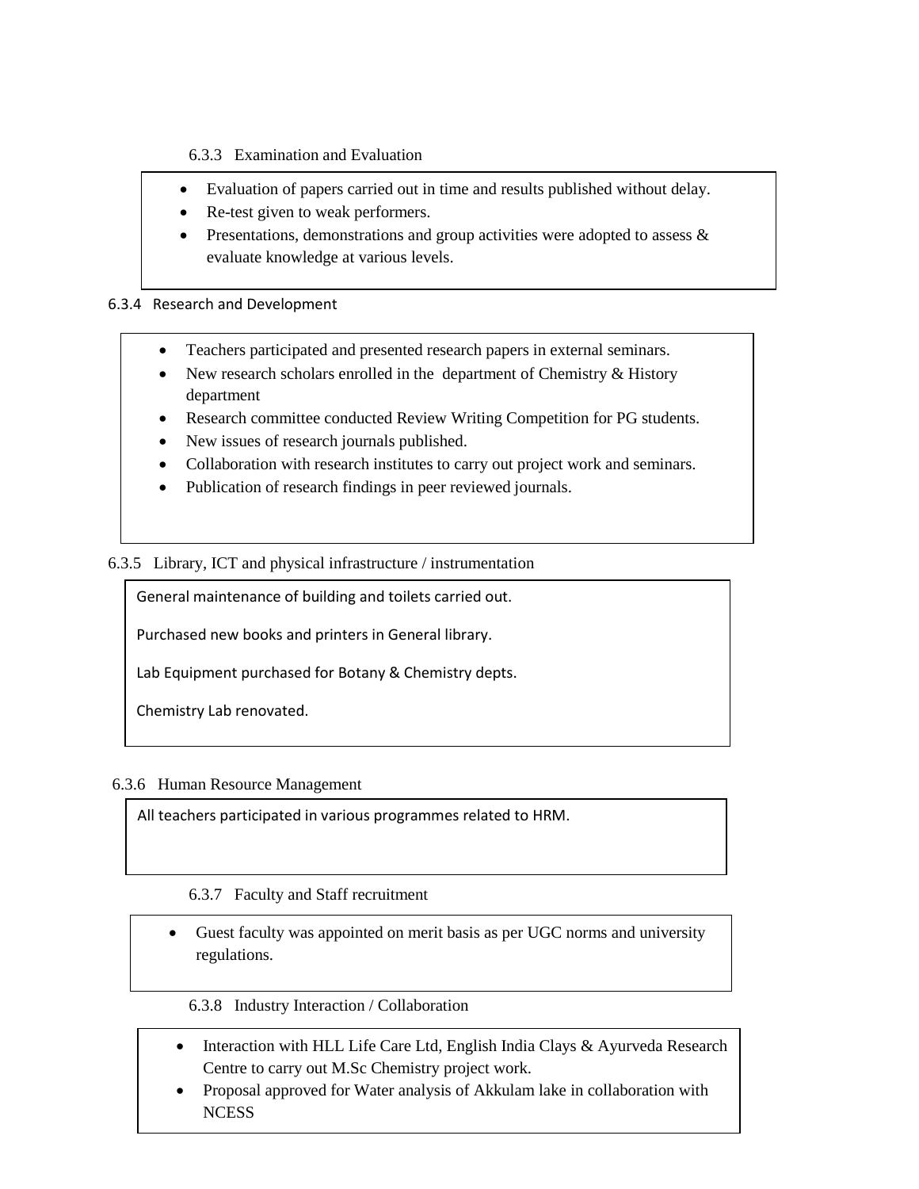### 6.3.3 Examination and Evaluation

- Evaluation of papers carried out in time and results published without delay.
- Re-test given to weak performers.
- Presentations, demonstrations and group activities were adopted to assess & evaluate knowledge at various levels.

### 6.3.4 Research and Development

- Teachers participated and presented research papers in external seminars.
- New research scholars enrolled in the department of Chemistry & History department
- Research committee conducted Review Writing Competition for PG students.
- New issues of research journals published.
- Collaboration with research institutes to carry out project work and seminars.
- Publication of research findings in peer reviewed journals.

### 6.3.5 Library, ICT and physical infrastructure / instrumentation

General maintenance of building and toilets carried out.

Purchased new books and printers in General library.

Lab Equipment purchased for Botany & Chemistry depts.

Chemistry Lab renovated.

### 6.3.6 Human Resource Management

All teachers participated in various programmes related to HRM.

### 6.3.7 Faculty and Staff recruitment

- Guest faculty was appointed on merit basis as per UGC norms and university regulations.

### 6.3.8 Industry Interaction / Collaboration

- Interaction with HLL Life Care Ltd, English India Clays & Ayurveda Research Centre to carry out M.Sc Chemistry project work.
- Proposal approved for Water analysis of Akkulam lake in collaboration with NCESS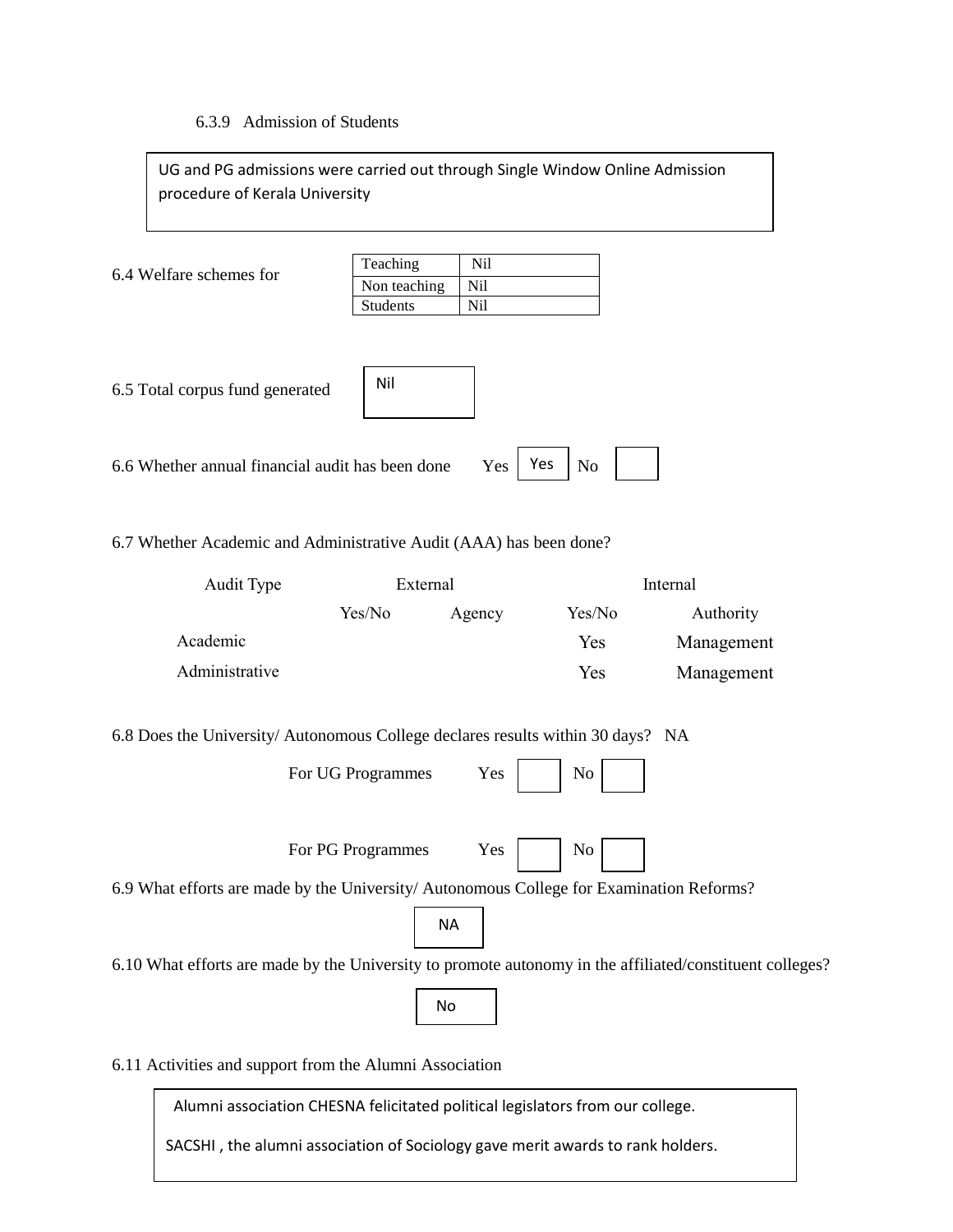6.3.9 Admission of Students

UG and PG admissions were carried out through Single Window Online Admission procedure of Kerala University

6.4 Welfare schemes for

| | |
|---|---|
| Teaching | Nil |
| Non teaching | Nil |
| Students | Nil |

6.5 Total corpus fund generated

Nil

6.6 Whether annual financial audit has been done Yes [Yes] No [ ]

6.7 Whether Academic and Administrative Audit (AAA) has been done?

| Audit Type | External | | Internal | |
|---|---|---|---|---|
| | Yes/No | Agency | Yes/No | Authority |
| Academic | | | Yes | Management |
| Administrative | | | Yes | Management |

6.8 Does the University/ Autonomous College declares results within 30 days? NA

For UG Programmes Yes [ ] No [ ]

For PG Programmes Yes [ ] No [ ]

6.9 What efforts are made by the University/ Autonomous College for Examination Reforms?

NA

6.10 What efforts are made by the University to promote autonomy in the affiliated/constituent colleges?

No

6.11 Activities and support from the Alumni Association

Alumni association CHESNA felicitated political legislators from our college.

SACSHI , the alumni association of Sociology gave merit awards to rank holders.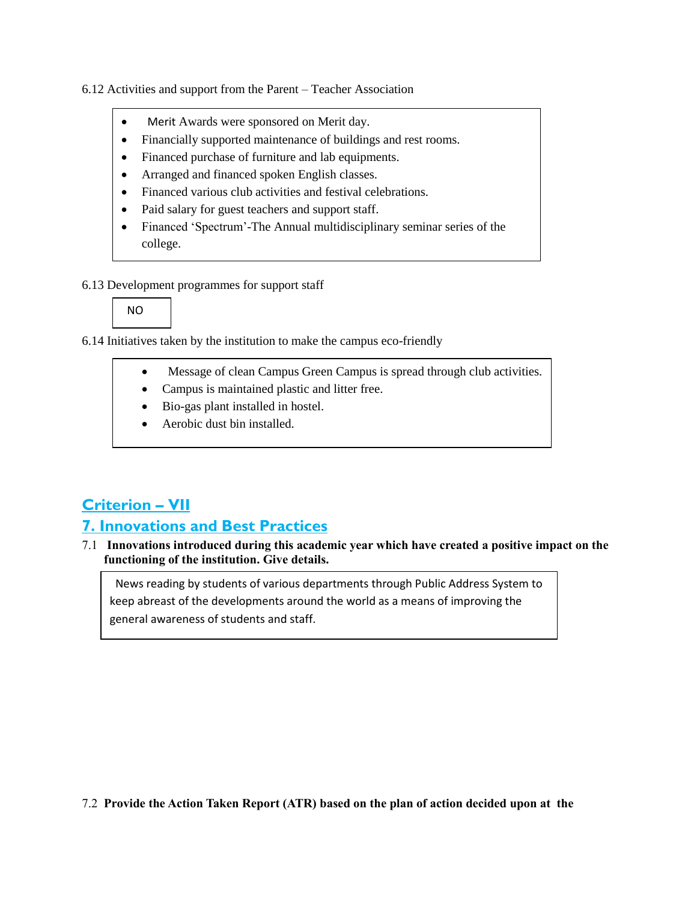6.12 Activities and support from the Parent – Teacher Association

- Merit Awards were sponsored on Merit day.
- Financially supported maintenance of buildings and rest rooms.
- Financed purchase of furniture and lab equipments.
- Arranged and financed spoken English classes.
- Financed various club activities and festival celebrations.
- Paid salary for guest teachers and support staff.
- Financed 'Spectrum'-The Annual multidisciplinary seminar series of the college.

6.13 Development programmes for support staff

NO

6.14 Initiatives taken by the institution to make the campus eco-friendly

- Message of clean Campus Green Campus is spread through club activities.
- Campus is maintained plastic and litter free.
- Bio-gas plant installed in hostel.
- Aerobic dust bin installed.

# Criterion – VII

## 7. Innovations and Best Practices

7.1 **Innovations introduced during this academic year which have created a positive impact on the functioning of the institution. Give details.**

News reading by students of various departments through Public Address System to keep abreast of the developments around the world as a means of improving the general awareness of students and staff.

7.2 **Provide the Action Taken Report (ATR) based on the plan of action decided upon at the**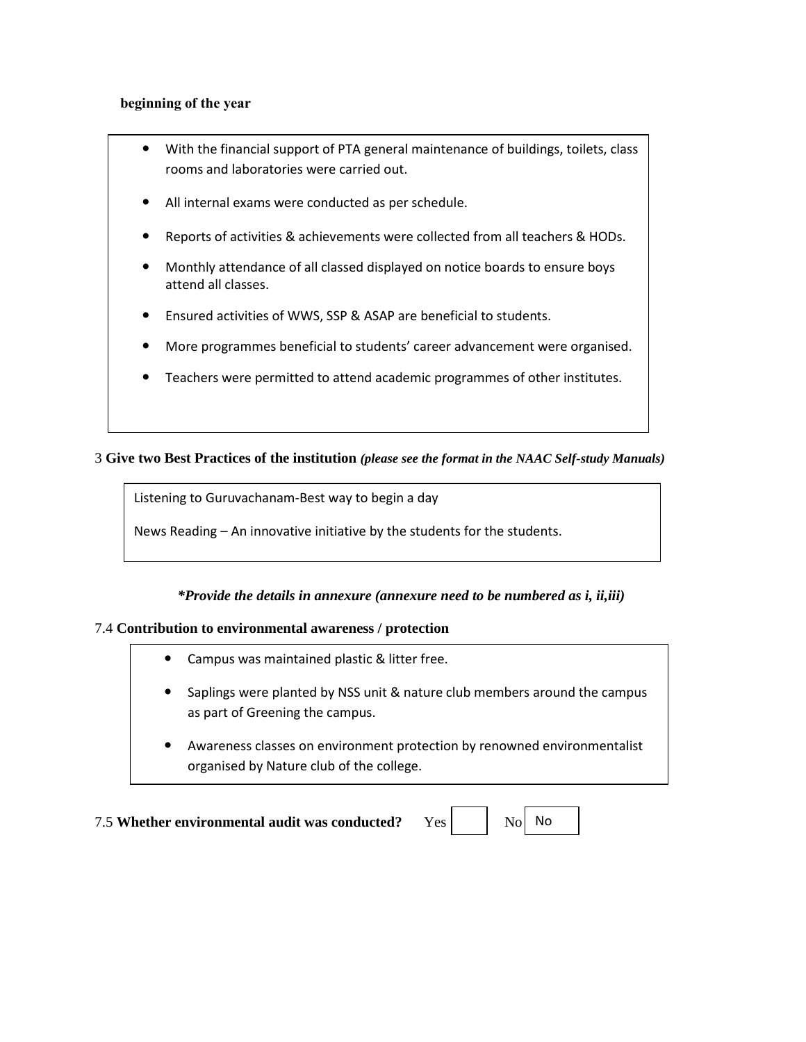**beginning of the year**

- With the financial support of PTA general maintenance of buildings, toilets, class rooms and laboratories were carried out.
- All internal exams were conducted as per schedule.
- Reports of activities & achievements were collected from all teachers & HODs.
- Monthly attendance of all classed displayed on notice boards to ensure boys attend all classes.
- Ensured activities of WWS, SSP & ASAP are beneficial to students.
- More programmes beneficial to students' career advancement were organised.
- Teachers were permitted to attend academic programmes of other institutes.

3 **Give two Best Practices of the institution** ***(please see the format in the NAAC Self-study Manuals)***

Listening to Guruvachanam-Best way to begin a day

News Reading – An innovative initiative by the students for the students.

***\*Provide the details in annexure (annexure need to be numbered as i, ii,iii)***

7.4 **Contribution to environmental awareness / protection**

- Campus was maintained plastic & litter free.
- Saplings were planted by NSS unit & nature club members around the campus as part of Greening the campus.
- Awareness classes on environment protection by renowned environmentalist organised by Nature club of the college.

7.5 **Whether environmental audit was conducted?** Yes [ ] No [No]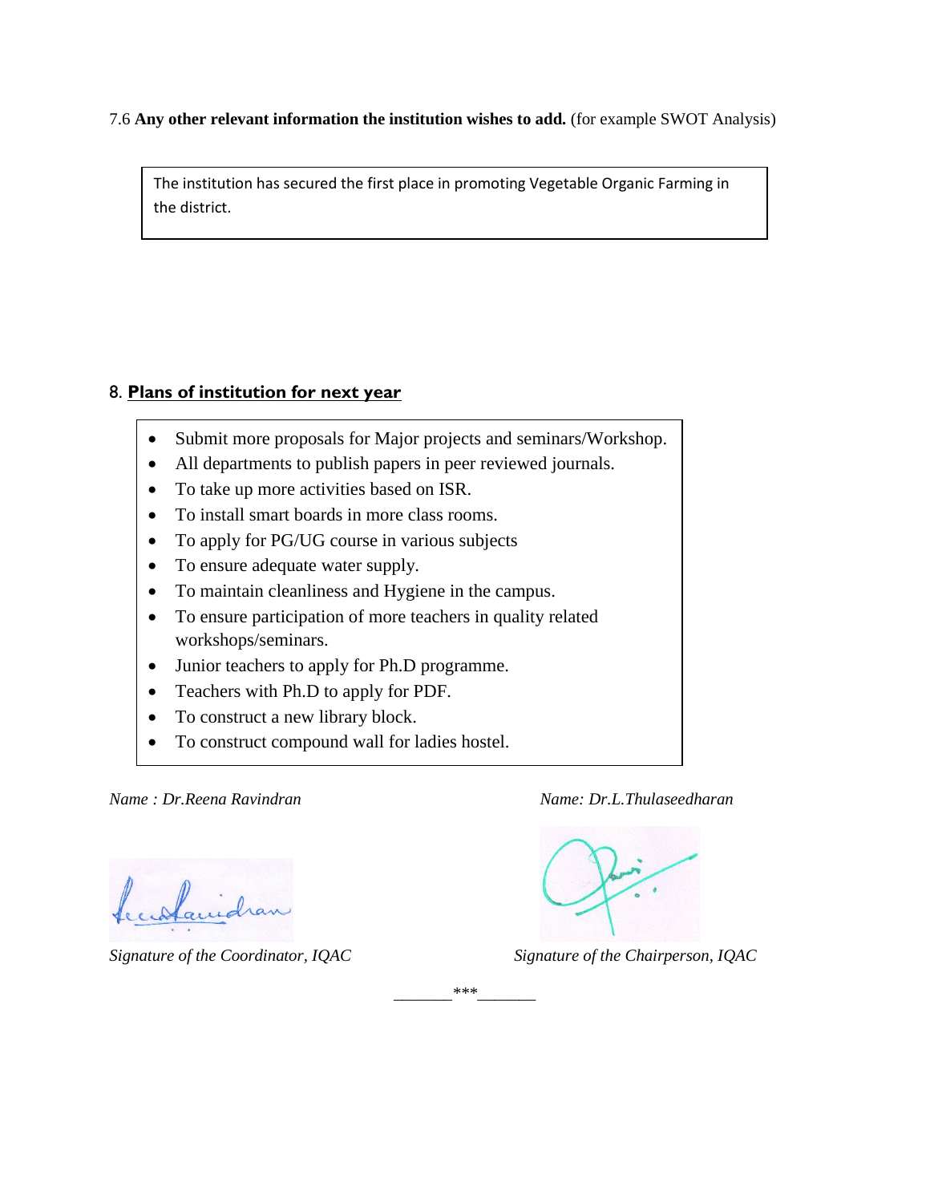7.6 **Any other relevant information the institution wishes to add.** (for example SWOT Analysis)

The institution has secured the first place in promoting Vegetable Organic Farming in the district.

## 8. **Plans of institution for next year**

- Submit more proposals for Major projects and seminars/Workshop.
- All departments to publish papers in peer reviewed journals.
- To take up more activities based on ISR.
- To install smart boards in more class rooms.
- To apply for PG/UG course in various subjects
- To ensure adequate water supply.
- To maintain cleanliness and Hygiene in the campus.
- To ensure participation of more teachers in quality related workshops/seminars.
- Junior teachers to apply for Ph.D programme.
- Teachers with Ph.D to apply for PDF.
- To construct a new library block.
- To construct compound wall for ladies hostel.

*Name : Dr.Reena Ravindran*

*Signature of the Coordinator, IQAC*

*Name: Dr.L.Thulaseedharan*

*Signature of the Chairperson, IQAC*

_______***_______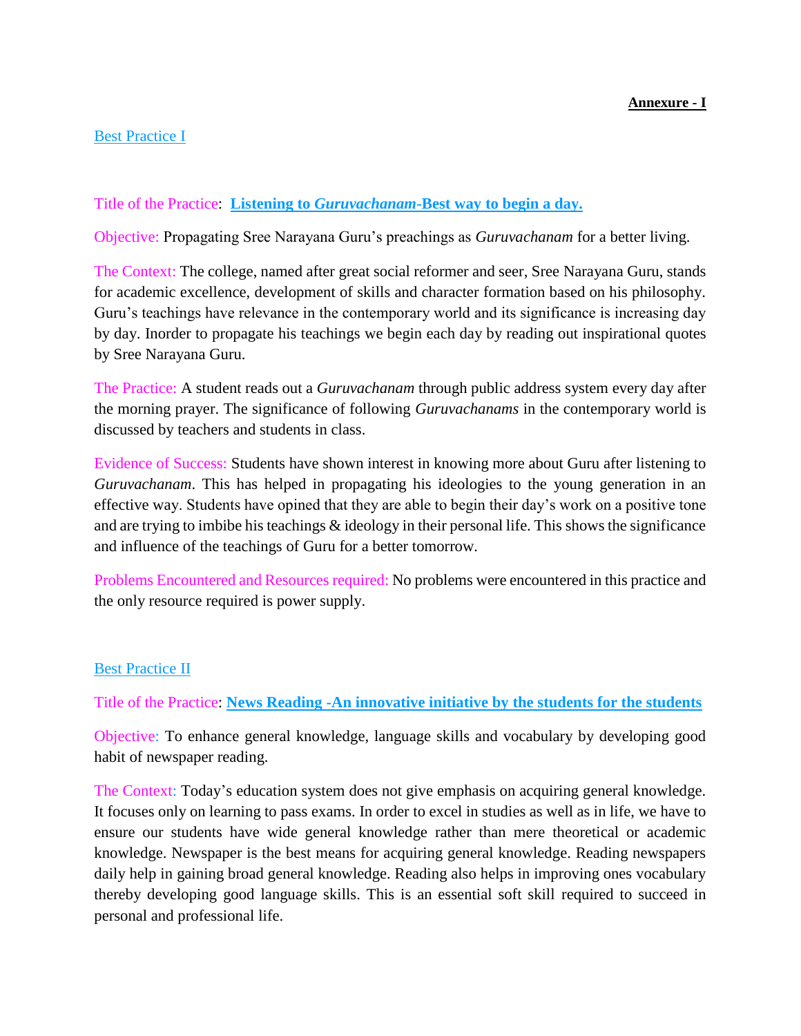**Annexure - I**

Best Practice I

Title of the Practice: **Listening to *Guruvachanam*-Best way to begin a day.**

Objective: Propagating Sree Narayana Guru's preachings as *Guruvachanam* for a better living.

The Context: The college, named after great social reformer and seer, Sree Narayana Guru, stands for academic excellence, development of skills and character formation based on his philosophy. Guru's teachings have relevance in the contemporary world and its significance is increasing day by day. Inorder to propagate his teachings we begin each day by reading out inspirational quotes by Sree Narayana Guru.

The Practice: A student reads out a *Guruvachanam* through public address system every day after the morning prayer. The significance of following *Guruvachanams* in the contemporary world is discussed by teachers and students in class.

Evidence of Success: Students have shown interest in knowing more about Guru after listening to *Guruvachanam*. This has helped in propagating his ideologies to the young generation in an effective way. Students have opined that they are able to begin their day's work on a positive tone and are trying to imbibe his teachings & ideology in their personal life. This shows the significance and influence of the teachings of Guru for a better tomorrow.

Problems Encountered and Resources required: No problems were encountered in this practice and the only resource required is power supply.

Best Practice II

Title of the Practice: **News Reading -An innovative initiative by the students for the students**

Objective: To enhance general knowledge, language skills and vocabulary by developing good habit of newspaper reading.

The Context: Today's education system does not give emphasis on acquiring general knowledge. It focuses only on learning to pass exams. In order to excel in studies as well as in life, we have to ensure our students have wide general knowledge rather than mere theoretical or academic knowledge. Newspaper is the best means for acquiring general knowledge. Reading newspapers daily help in gaining broad general knowledge. Reading also helps in improving ones vocabulary thereby developing good language skills. This is an essential soft skill required to succeed in personal and professional life.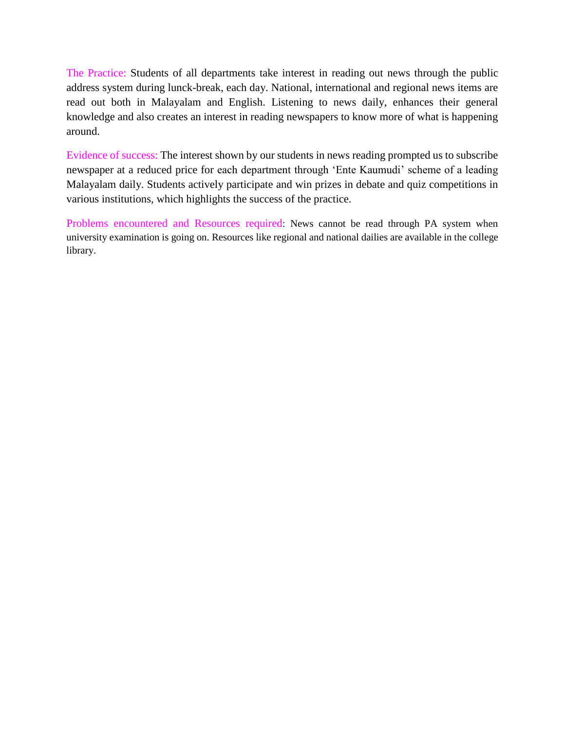The Practice: Students of all departments take interest in reading out news through the public address system during lunck-break, each day. National, international and regional news items are read out both in Malayalam and English. Listening to news daily, enhances their general knowledge and also creates an interest in reading newspapers to know more of what is happening around.

Evidence of success: The interest shown by our students in news reading prompted us to subscribe newspaper at a reduced price for each department through 'Ente Kaumudi' scheme of a leading Malayalam daily. Students actively participate and win prizes in debate and quiz competitions in various institutions, which highlights the success of the practice.

Problems encountered and Resources required: News cannot be read through PA system when university examination is going on. Resources like regional and national dailies are available in the college library.